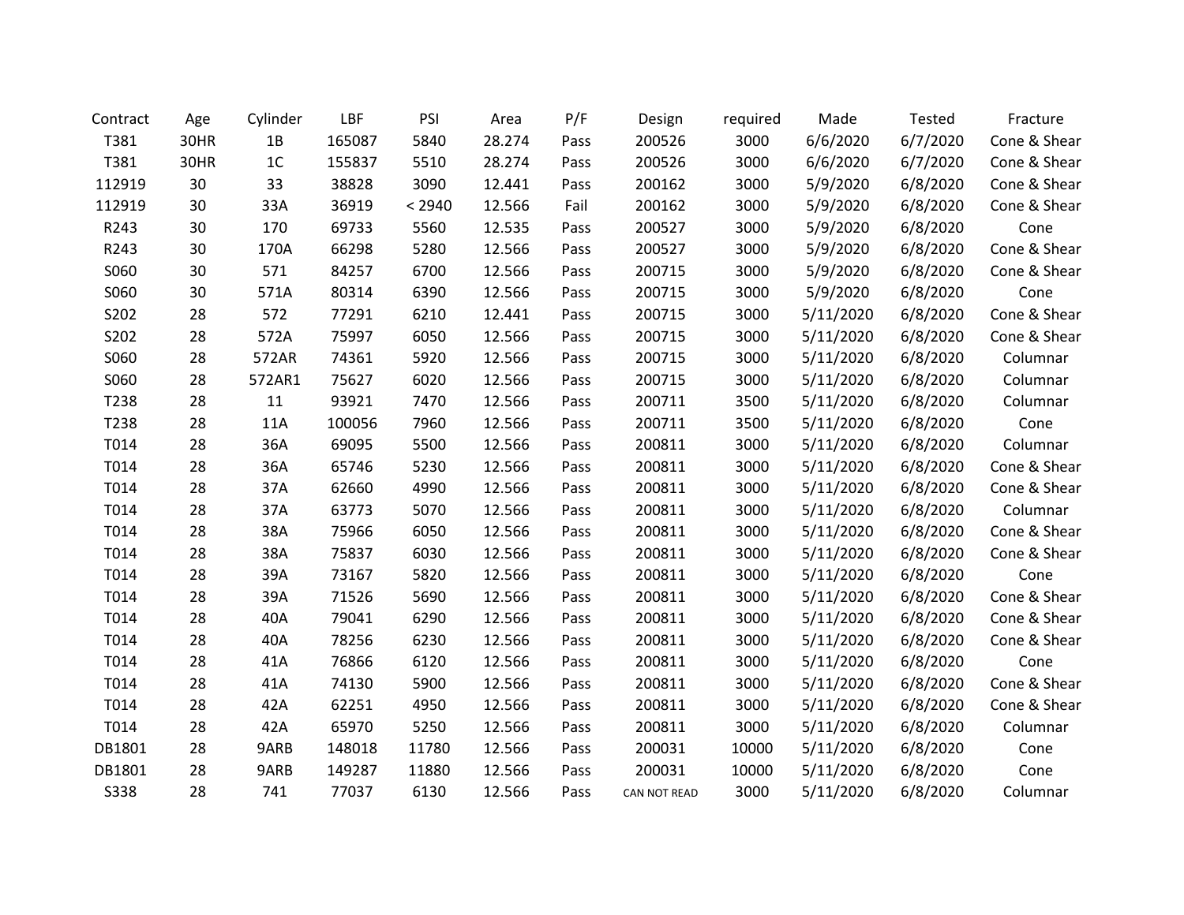| Contract | Age | Cylinder | LBF | PSI | Area | P/F | Design | required | Made | Tested | Fracture |
|---|---|---|---|---|---|---|---|---|---|---|---|
| T381 | 30HR | 1B | 165087 | 5840 | 28.274 | Pass | 200526 | 3000 | 6/6/2020 | 6/7/2020 | Cone & Shear |
| T381 | 30HR | 1C | 155837 | 5510 | 28.274 | Pass | 200526 | 3000 | 6/6/2020 | 6/7/2020 | Cone & Shear |
| 112919 | 30 | 33 | 38828 | 3090 | 12.441 | Pass | 200162 | 3000 | 5/9/2020 | 6/8/2020 | Cone & Shear |
| 112919 | 30 | 33A | 36919 | < 2940 | 12.566 | Fail | 200162 | 3000 | 5/9/2020 | 6/8/2020 | Cone & Shear |
| R243 | 30 | 170 | 69733 | 5560 | 12.535 | Pass | 200527 | 3000 | 5/9/2020 | 6/8/2020 | Cone |
| R243 | 30 | 170A | 66298 | 5280 | 12.566 | Pass | 200527 | 3000 | 5/9/2020 | 6/8/2020 | Cone & Shear |
| S060 | 30 | 571 | 84257 | 6700 | 12.566 | Pass | 200715 | 3000 | 5/9/2020 | 6/8/2020 | Cone & Shear |
| S060 | 30 | 571A | 80314 | 6390 | 12.566 | Pass | 200715 | 3000 | 5/9/2020 | 6/8/2020 | Cone |
| S202 | 28 | 572 | 77291 | 6210 | 12.441 | Pass | 200715 | 3000 | 5/11/2020 | 6/8/2020 | Cone & Shear |
| S202 | 28 | 572A | 75997 | 6050 | 12.566 | Pass | 200715 | 3000 | 5/11/2020 | 6/8/2020 | Cone & Shear |
| S060 | 28 | 572AR | 74361 | 5920 | 12.566 | Pass | 200715 | 3000 | 5/11/2020 | 6/8/2020 | Columnar |
| S060 | 28 | 572AR1 | 75627 | 6020 | 12.566 | Pass | 200715 | 3000 | 5/11/2020 | 6/8/2020 | Columnar |
| T238 | 28 | 11 | 93921 | 7470 | 12.566 | Pass | 200711 | 3500 | 5/11/2020 | 6/8/2020 | Columnar |
| T238 | 28 | 11A | 100056 | 7960 | 12.566 | Pass | 200711 | 3500 | 5/11/2020 | 6/8/2020 | Cone |
| T014 | 28 | 36A | 69095 | 5500 | 12.566 | Pass | 200811 | 3000 | 5/11/2020 | 6/8/2020 | Columnar |
| T014 | 28 | 36A | 65746 | 5230 | 12.566 | Pass | 200811 | 3000 | 5/11/2020 | 6/8/2020 | Cone & Shear |
| T014 | 28 | 37A | 62660 | 4990 | 12.566 | Pass | 200811 | 3000 | 5/11/2020 | 6/8/2020 | Cone & Shear |
| T014 | 28 | 37A | 63773 | 5070 | 12.566 | Pass | 200811 | 3000 | 5/11/2020 | 6/8/2020 | Columnar |
| T014 | 28 | 38A | 75966 | 6050 | 12.566 | Pass | 200811 | 3000 | 5/11/2020 | 6/8/2020 | Cone & Shear |
| T014 | 28 | 38A | 75837 | 6030 | 12.566 | Pass | 200811 | 3000 | 5/11/2020 | 6/8/2020 | Cone & Shear |
| T014 | 28 | 39A | 73167 | 5820 | 12.566 | Pass | 200811 | 3000 | 5/11/2020 | 6/8/2020 | Cone |
| T014 | 28 | 39A | 71526 | 5690 | 12.566 | Pass | 200811 | 3000 | 5/11/2020 | 6/8/2020 | Cone & Shear |
| T014 | 28 | 40A | 79041 | 6290 | 12.566 | Pass | 200811 | 3000 | 5/11/2020 | 6/8/2020 | Cone & Shear |
| T014 | 28 | 40A | 78256 | 6230 | 12.566 | Pass | 200811 | 3000 | 5/11/2020 | 6/8/2020 | Cone & Shear |
| T014 | 28 | 41A | 76866 | 6120 | 12.566 | Pass | 200811 | 3000 | 5/11/2020 | 6/8/2020 | Cone |
| T014 | 28 | 41A | 74130 | 5900 | 12.566 | Pass | 200811 | 3000 | 5/11/2020 | 6/8/2020 | Cone & Shear |
| T014 | 28 | 42A | 62251 | 4950 | 12.566 | Pass | 200811 | 3000 | 5/11/2020 | 6/8/2020 | Cone & Shear |
| T014 | 28 | 42A | 65970 | 5250 | 12.566 | Pass | 200811 | 3000 | 5/11/2020 | 6/8/2020 | Columnar |
| DB1801 | 28 | 9ARB | 148018 | 11780 | 12.566 | Pass | 200031 | 10000 | 5/11/2020 | 6/8/2020 | Cone |
| DB1801 | 28 | 9ARB | 149287 | 11880 | 12.566 | Pass | 200031 | 10000 | 5/11/2020 | 6/8/2020 | Cone |
| S338 | 28 | 741 | 77037 | 6130 | 12.566 | Pass | CAN NOT READ | 3000 | 5/11/2020 | 6/8/2020 | Columnar |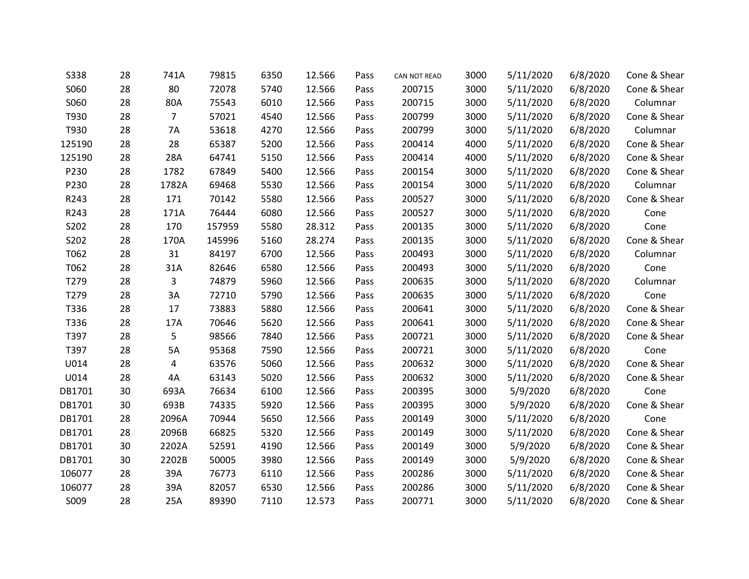| | | | | | | | | | | | |
|---|---|---|---|---|---|---|---|---|---|---|---|
| S338 | 28 | 741A | 79815 | 6350 | 12.566 | Pass | CAN NOT READ | 3000 | 5/11/2020 | 6/8/2020 | Cone & Shear |
| S060 | 28 | 80 | 72078 | 5740 | 12.566 | Pass | 200715 | 3000 | 5/11/2020 | 6/8/2020 | Cone & Shear |
| S060 | 28 | 80A | 75543 | 6010 | 12.566 | Pass | 200715 | 3000 | 5/11/2020 | 6/8/2020 | Columnar |
| T930 | 28 | 7 | 57021 | 4540 | 12.566 | Pass | 200799 | 3000 | 5/11/2020 | 6/8/2020 | Cone & Shear |
| T930 | 28 | 7A | 53618 | 4270 | 12.566 | Pass | 200799 | 3000 | 5/11/2020 | 6/8/2020 | Columnar |
| 125190 | 28 | 28 | 65387 | 5200 | 12.566 | Pass | 200414 | 4000 | 5/11/2020 | 6/8/2020 | Cone & Shear |
| 125190 | 28 | 28A | 64741 | 5150 | 12.566 | Pass | 200414 | 4000 | 5/11/2020 | 6/8/2020 | Cone & Shear |
| P230 | 28 | 1782 | 67849 | 5400 | 12.566 | Pass | 200154 | 3000 | 5/11/2020 | 6/8/2020 | Cone & Shear |
| P230 | 28 | 1782A | 69468 | 5530 | 12.566 | Pass | 200154 | 3000 | 5/11/2020 | 6/8/2020 | Columnar |
| R243 | 28 | 171 | 70142 | 5580 | 12.566 | Pass | 200527 | 3000 | 5/11/2020 | 6/8/2020 | Cone & Shear |
| R243 | 28 | 171A | 76444 | 6080 | 12.566 | Pass | 200527 | 3000 | 5/11/2020 | 6/8/2020 | Cone |
| S202 | 28 | 170 | 157959 | 5580 | 28.312 | Pass | 200135 | 3000 | 5/11/2020 | 6/8/2020 | Cone |
| S202 | 28 | 170A | 145996 | 5160 | 28.274 | Pass | 200135 | 3000 | 5/11/2020 | 6/8/2020 | Cone & Shear |
| T062 | 28 | 31 | 84197 | 6700 | 12.566 | Pass | 200493 | 3000 | 5/11/2020 | 6/8/2020 | Columnar |
| T062 | 28 | 31A | 82646 | 6580 | 12.566 | Pass | 200493 | 3000 | 5/11/2020 | 6/8/2020 | Cone |
| T279 | 28 | 3 | 74879 | 5960 | 12.566 | Pass | 200635 | 3000 | 5/11/2020 | 6/8/2020 | Columnar |
| T279 | 28 | 3A | 72710 | 5790 | 12.566 | Pass | 200635 | 3000 | 5/11/2020 | 6/8/2020 | Cone |
| T336 | 28 | 17 | 73883 | 5880 | 12.566 | Pass | 200641 | 3000 | 5/11/2020 | 6/8/2020 | Cone & Shear |
| T336 | 28 | 17A | 70646 | 5620 | 12.566 | Pass | 200641 | 3000 | 5/11/2020 | 6/8/2020 | Cone & Shear |
| T397 | 28 | 5 | 98566 | 7840 | 12.566 | Pass | 200721 | 3000 | 5/11/2020 | 6/8/2020 | Cone & Shear |
| T397 | 28 | 5A | 95368 | 7590 | 12.566 | Pass | 200721 | 3000 | 5/11/2020 | 6/8/2020 | Cone |
| U014 | 28 | 4 | 63576 | 5060 | 12.566 | Pass | 200632 | 3000 | 5/11/2020 | 6/8/2020 | Cone & Shear |
| U014 | 28 | 4A | 63143 | 5020 | 12.566 | Pass | 200632 | 3000 | 5/11/2020 | 6/8/2020 | Cone & Shear |
| DB1701 | 30 | 693A | 76634 | 6100 | 12.566 | Pass | 200395 | 3000 | 5/9/2020 | 6/8/2020 | Cone |
| DB1701 | 30 | 693B | 74335 | 5920 | 12.566 | Pass | 200395 | 3000 | 5/9/2020 | 6/8/2020 | Cone & Shear |
| DB1701 | 28 | 2096A | 70944 | 5650 | 12.566 | Pass | 200149 | 3000 | 5/11/2020 | 6/8/2020 | Cone |
| DB1701 | 28 | 2096B | 66825 | 5320 | 12.566 | Pass | 200149 | 3000 | 5/11/2020 | 6/8/2020 | Cone & Shear |
| DB1701 | 30 | 2202A | 52591 | 4190 | 12.566 | Pass | 200149 | 3000 | 5/9/2020 | 6/8/2020 | Cone & Shear |
| DB1701 | 30 | 2202B | 50005 | 3980 | 12.566 | Pass | 200149 | 3000 | 5/9/2020 | 6/8/2020 | Cone & Shear |
| 106077 | 28 | 39A | 76773 | 6110 | 12.566 | Pass | 200286 | 3000 | 5/11/2020 | 6/8/2020 | Cone & Shear |
| 106077 | 28 | 39A | 82057 | 6530 | 12.566 | Pass | 200286 | 3000 | 5/11/2020 | 6/8/2020 | Cone & Shear |
| S009 | 28 | 25A | 89390 | 7110 | 12.573 | Pass | 200771 | 3000 | 5/11/2020 | 6/8/2020 | Cone & Shear |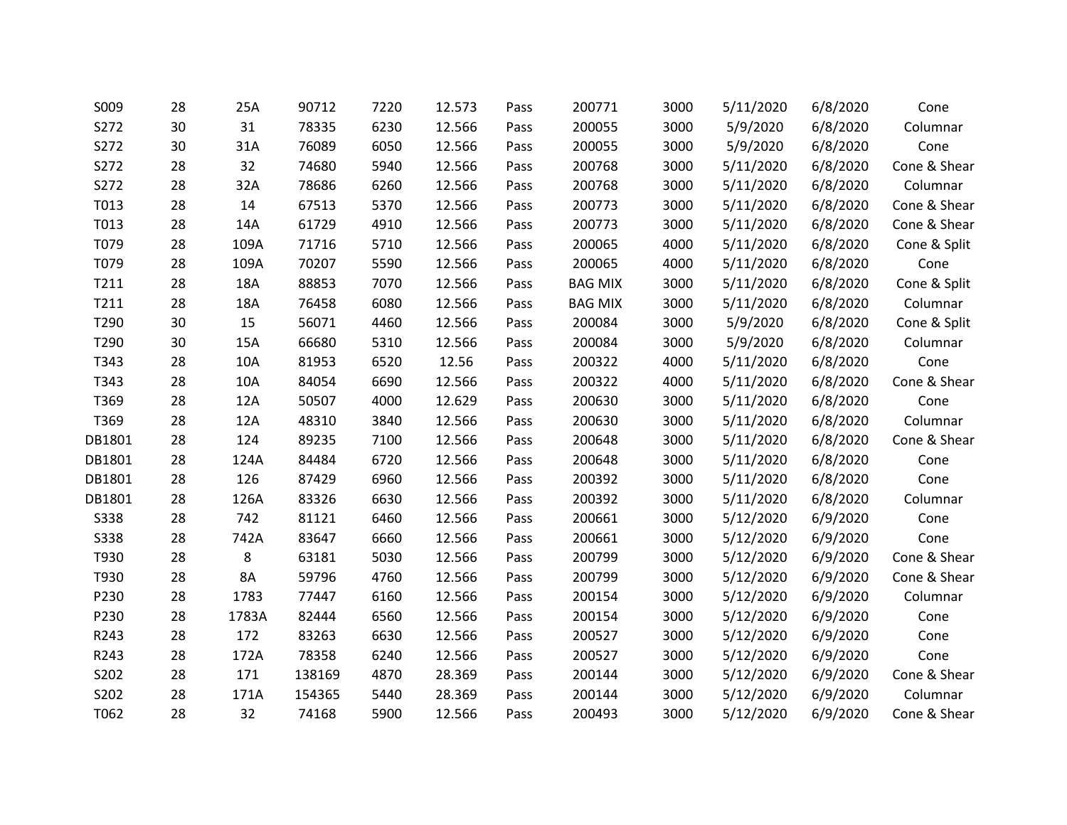| | | | | | | | | | | | |
|---|---|---|---|---|---|---|---|---|---|---|---|
| S009 | 28 | 25A | 90712 | 7220 | 12.573 | Pass | 200771 | 3000 | 5/11/2020 | 6/8/2020 | Cone |
| S272 | 30 | 31 | 78335 | 6230 | 12.566 | Pass | 200055 | 3000 | 5/9/2020 | 6/8/2020 | Columnar |
| S272 | 30 | 31A | 76089 | 6050 | 12.566 | Pass | 200055 | 3000 | 5/9/2020 | 6/8/2020 | Cone |
| S272 | 28 | 32 | 74680 | 5940 | 12.566 | Pass | 200768 | 3000 | 5/11/2020 | 6/8/2020 | Cone & Shear |
| S272 | 28 | 32A | 78686 | 6260 | 12.566 | Pass | 200768 | 3000 | 5/11/2020 | 6/8/2020 | Columnar |
| T013 | 28 | 14 | 67513 | 5370 | 12.566 | Pass | 200773 | 3000 | 5/11/2020 | 6/8/2020 | Cone & Shear |
| T013 | 28 | 14A | 61729 | 4910 | 12.566 | Pass | 200773 | 3000 | 5/11/2020 | 6/8/2020 | Cone & Shear |
| T079 | 28 | 109A | 71716 | 5710 | 12.566 | Pass | 200065 | 4000 | 5/11/2020 | 6/8/2020 | Cone & Split |
| T079 | 28 | 109A | 70207 | 5590 | 12.566 | Pass | 200065 | 4000 | 5/11/2020 | 6/8/2020 | Cone |
| T211 | 28 | 18A | 88853 | 7070 | 12.566 | Pass | BAG MIX | 3000 | 5/11/2020 | 6/8/2020 | Cone & Split |
| T211 | 28 | 18A | 76458 | 6080 | 12.566 | Pass | BAG MIX | 3000 | 5/11/2020 | 6/8/2020 | Columnar |
| T290 | 30 | 15 | 56071 | 4460 | 12.566 | Pass | 200084 | 3000 | 5/9/2020 | 6/8/2020 | Cone & Split |
| T290 | 30 | 15A | 66680 | 5310 | 12.566 | Pass | 200084 | 3000 | 5/9/2020 | 6/8/2020 | Columnar |
| T343 | 28 | 10A | 81953 | 6520 | 12.56 | Pass | 200322 | 4000 | 5/11/2020 | 6/8/2020 | Cone |
| T343 | 28 | 10A | 84054 | 6690 | 12.566 | Pass | 200322 | 4000 | 5/11/2020 | 6/8/2020 | Cone & Shear |
| T369 | 28 | 12A | 50507 | 4000 | 12.629 | Pass | 200630 | 3000 | 5/11/2020 | 6/8/2020 | Cone |
| T369 | 28 | 12A | 48310 | 3840 | 12.566 | Pass | 200630 | 3000 | 5/11/2020 | 6/8/2020 | Columnar |
| DB1801 | 28 | 124 | 89235 | 7100 | 12.566 | Pass | 200648 | 3000 | 5/11/2020 | 6/8/2020 | Cone & Shear |
| DB1801 | 28 | 124A | 84484 | 6720 | 12.566 | Pass | 200648 | 3000 | 5/11/2020 | 6/8/2020 | Cone |
| DB1801 | 28 | 126 | 87429 | 6960 | 12.566 | Pass | 200392 | 3000 | 5/11/2020 | 6/8/2020 | Cone |
| DB1801 | 28 | 126A | 83326 | 6630 | 12.566 | Pass | 200392 | 3000 | 5/11/2020 | 6/8/2020 | Columnar |
| S338 | 28 | 742 | 81121 | 6460 | 12.566 | Pass | 200661 | 3000 | 5/12/2020 | 6/9/2020 | Cone |
| S338 | 28 | 742A | 83647 | 6660 | 12.566 | Pass | 200661 | 3000 | 5/12/2020 | 6/9/2020 | Cone |
| T930 | 28 | 8 | 63181 | 5030 | 12.566 | Pass | 200799 | 3000 | 5/12/2020 | 6/9/2020 | Cone & Shear |
| T930 | 28 | 8A | 59796 | 4760 | 12.566 | Pass | 200799 | 3000 | 5/12/2020 | 6/9/2020 | Cone & Shear |
| P230 | 28 | 1783 | 77447 | 6160 | 12.566 | Pass | 200154 | 3000 | 5/12/2020 | 6/9/2020 | Columnar |
| P230 | 28 | 1783A | 82444 | 6560 | 12.566 | Pass | 200154 | 3000 | 5/12/2020 | 6/9/2020 | Cone |
| R243 | 28 | 172 | 83263 | 6630 | 12.566 | Pass | 200527 | 3000 | 5/12/2020 | 6/9/2020 | Cone |
| R243 | 28 | 172A | 78358 | 6240 | 12.566 | Pass | 200527 | 3000 | 5/12/2020 | 6/9/2020 | Cone |
| S202 | 28 | 171 | 138169 | 4870 | 28.369 | Pass | 200144 | 3000 | 5/12/2020 | 6/9/2020 | Cone & Shear |
| S202 | 28 | 171A | 154365 | 5440 | 28.369 | Pass | 200144 | 3000 | 5/12/2020 | 6/9/2020 | Columnar |
| T062 | 28 | 32 | 74168 | 5900 | 12.566 | Pass | 200493 | 3000 | 5/12/2020 | 6/9/2020 | Cone & Shear |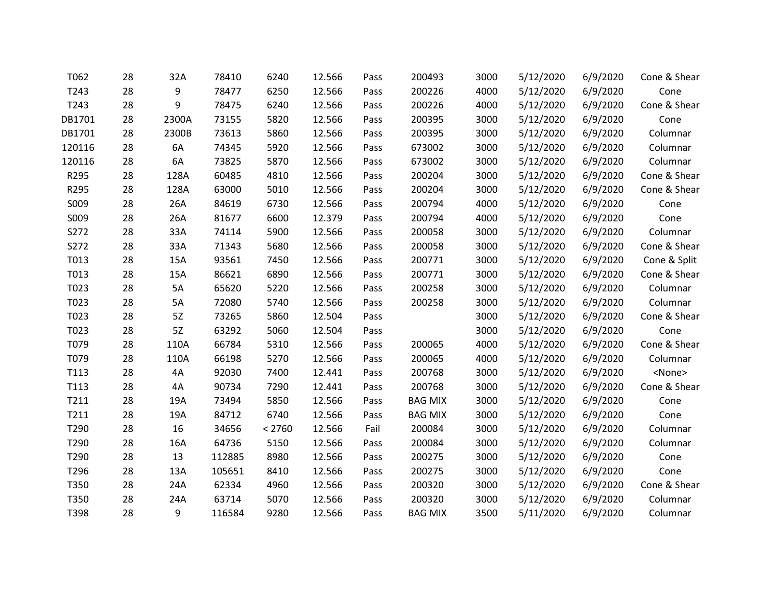| | | | | | | | | | | | |
|---|---|---|---|---|---|---|---|---|---|---|---|
| T062 | 28 | 32A | 78410 | 6240 | 12.566 | Pass | 200493 | 3000 | 5/12/2020 | 6/9/2020 | Cone & Shear |
| T243 | 28 | 9 | 78477 | 6250 | 12.566 | Pass | 200226 | 4000 | 5/12/2020 | 6/9/2020 | Cone |
| T243 | 28 | 9 | 78475 | 6240 | 12.566 | Pass | 200226 | 4000 | 5/12/2020 | 6/9/2020 | Cone & Shear |
| DB1701 | 28 | 2300A | 73155 | 5820 | 12.566 | Pass | 200395 | 3000 | 5/12/2020 | 6/9/2020 | Cone |
| DB1701 | 28 | 2300B | 73613 | 5860 | 12.566 | Pass | 200395 | 3000 | 5/12/2020 | 6/9/2020 | Columnar |
| 120116 | 28 | 6A | 74345 | 5920 | 12.566 | Pass | 673002 | 3000 | 5/12/2020 | 6/9/2020 | Columnar |
| 120116 | 28 | 6A | 73825 | 5870 | 12.566 | Pass | 673002 | 3000 | 5/12/2020 | 6/9/2020 | Columnar |
| R295 | 28 | 128A | 60485 | 4810 | 12.566 | Pass | 200204 | 3000 | 5/12/2020 | 6/9/2020 | Cone & Shear |
| R295 | 28 | 128A | 63000 | 5010 | 12.566 | Pass | 200204 | 3000 | 5/12/2020 | 6/9/2020 | Cone & Shear |
| S009 | 28 | 26A | 84619 | 6730 | 12.566 | Pass | 200794 | 4000 | 5/12/2020 | 6/9/2020 | Cone |
| S009 | 28 | 26A | 81677 | 6600 | 12.379 | Pass | 200794 | 4000 | 5/12/2020 | 6/9/2020 | Cone |
| S272 | 28 | 33A | 74114 | 5900 | 12.566 | Pass | 200058 | 3000 | 5/12/2020 | 6/9/2020 | Columnar |
| S272 | 28 | 33A | 71343 | 5680 | 12.566 | Pass | 200058 | 3000 | 5/12/2020 | 6/9/2020 | Cone & Shear |
| T013 | 28 | 15A | 93561 | 7450 | 12.566 | Pass | 200771 | 3000 | 5/12/2020 | 6/9/2020 | Cone & Split |
| T013 | 28 | 15A | 86621 | 6890 | 12.566 | Pass | 200771 | 3000 | 5/12/2020 | 6/9/2020 | Cone & Shear |
| T023 | 28 | 5A | 65620 | 5220 | 12.566 | Pass | 200258 | 3000 | 5/12/2020 | 6/9/2020 | Columnar |
| T023 | 28 | 5A | 72080 | 5740 | 12.566 | Pass | 200258 | 3000 | 5/12/2020 | 6/9/2020 | Columnar |
| T023 | 28 | 5Z | 73265 | 5860 | 12.504 | Pass | | 3000 | 5/12/2020 | 6/9/2020 | Cone & Shear |
| T023 | 28 | 5Z | 63292 | 5060 | 12.504 | Pass | | 3000 | 5/12/2020 | 6/9/2020 | Cone |
| T079 | 28 | 110A | 66784 | 5310 | 12.566 | Pass | 200065 | 4000 | 5/12/2020 | 6/9/2020 | Cone & Shear |
| T079 | 28 | 110A | 66198 | 5270 | 12.566 | Pass | 200065 | 4000 | 5/12/2020 | 6/9/2020 | Columnar |
| T113 | 28 | 4A | 92030 | 7400 | 12.441 | Pass | 200768 | 3000 | 5/12/2020 | 6/9/2020 | <None> |
| T113 | 28 | 4A | 90734 | 7290 | 12.441 | Pass | 200768 | 3000 | 5/12/2020 | 6/9/2020 | Cone & Shear |
| T211 | 28 | 19A | 73494 | 5850 | 12.566 | Pass | BAG MIX | 3000 | 5/12/2020 | 6/9/2020 | Cone |
| T211 | 28 | 19A | 84712 | 6740 | 12.566 | Pass | BAG MIX | 3000 | 5/12/2020 | 6/9/2020 | Cone |
| T290 | 28 | 16 | 34656 | < 2760 | 12.566 | Fail | 200084 | 3000 | 5/12/2020 | 6/9/2020 | Columnar |
| T290 | 28 | 16A | 64736 | 5150 | 12.566 | Pass | 200084 | 3000 | 5/12/2020 | 6/9/2020 | Columnar |
| T290 | 28 | 13 | 112885 | 8980 | 12.566 | Pass | 200275 | 3000 | 5/12/2020 | 6/9/2020 | Cone |
| T296 | 28 | 13A | 105651 | 8410 | 12.566 | Pass | 200275 | 3000 | 5/12/2020 | 6/9/2020 | Cone |
| T350 | 28 | 24A | 62334 | 4960 | 12.566 | Pass | 200320 | 3000 | 5/12/2020 | 6/9/2020 | Cone & Shear |
| T350 | 28 | 24A | 63714 | 5070 | 12.566 | Pass | 200320 | 3000 | 5/12/2020 | 6/9/2020 | Columnar |
| T398 | 28 | 9 | 116584 | 9280 | 12.566 | Pass | BAG MIX | 3500 | 5/11/2020 | 6/9/2020 | Columnar |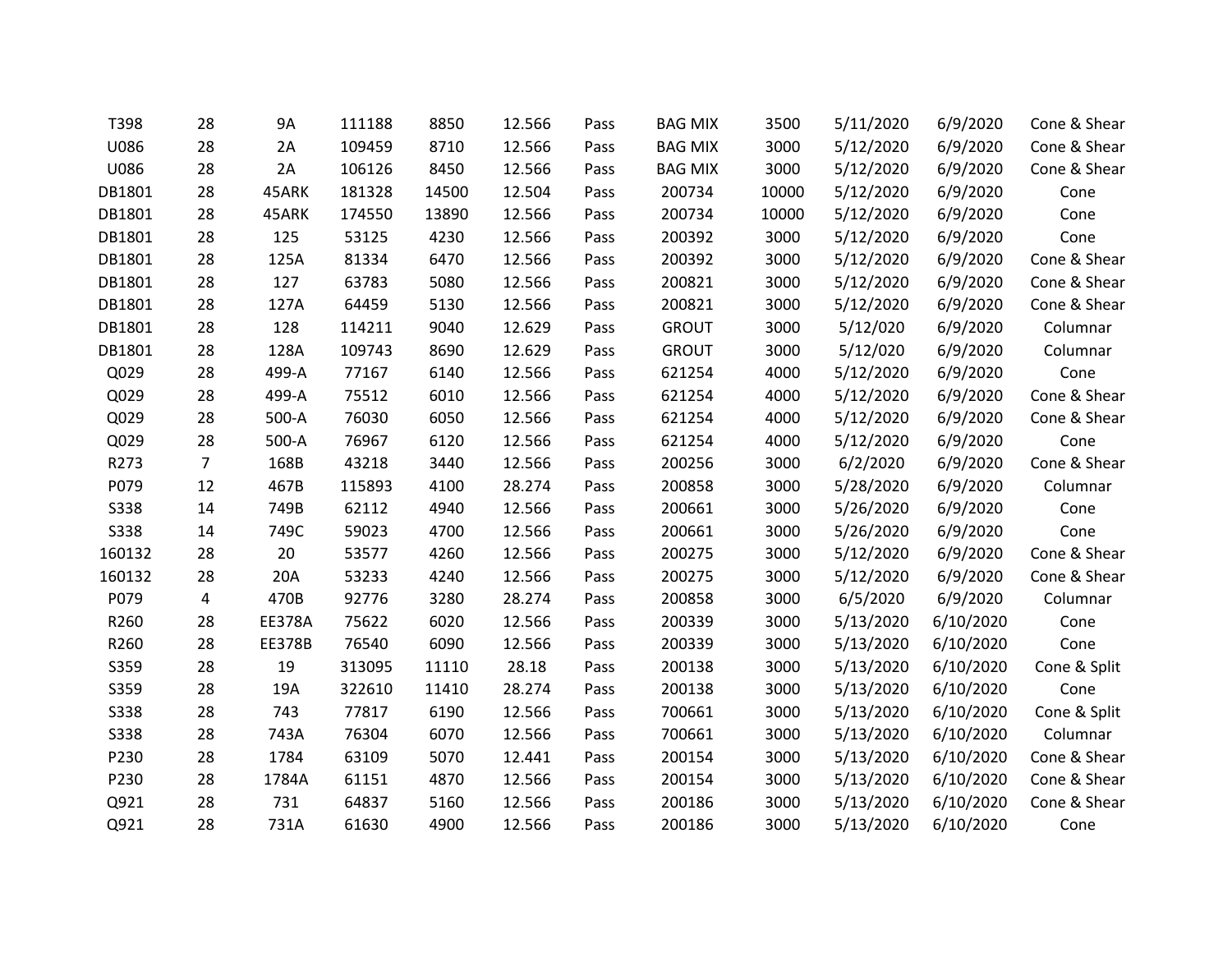| | | | | | | | | | | | |
|---|---|---|---|---|---|---|---|---|---|---|---|
| T398 | 28 | 9A | 111188 | 8850 | 12.566 | Pass | BAG MIX | 3500 | 5/11/2020 | 6/9/2020 | Cone & Shear |
| U086 | 28 | 2A | 109459 | 8710 | 12.566 | Pass | BAG MIX | 3000 | 5/12/2020 | 6/9/2020 | Cone & Shear |
| U086 | 28 | 2A | 106126 | 8450 | 12.566 | Pass | BAG MIX | 3000 | 5/12/2020 | 6/9/2020 | Cone & Shear |
| DB1801 | 28 | 45ARK | 181328 | 14500 | 12.504 | Pass | 200734 | 10000 | 5/12/2020 | 6/9/2020 | Cone |
| DB1801 | 28 | 45ARK | 174550 | 13890 | 12.566 | Pass | 200734 | 10000 | 5/12/2020 | 6/9/2020 | Cone |
| DB1801 | 28 | 125 | 53125 | 4230 | 12.566 | Pass | 200392 | 3000 | 5/12/2020 | 6/9/2020 | Cone |
| DB1801 | 28 | 125A | 81334 | 6470 | 12.566 | Pass | 200392 | 3000 | 5/12/2020 | 6/9/2020 | Cone & Shear |
| DB1801 | 28 | 127 | 63783 | 5080 | 12.566 | Pass | 200821 | 3000 | 5/12/2020 | 6/9/2020 | Cone & Shear |
| DB1801 | 28 | 127A | 64459 | 5130 | 12.566 | Pass | 200821 | 3000 | 5/12/2020 | 6/9/2020 | Cone & Shear |
| DB1801 | 28 | 128 | 114211 | 9040 | 12.629 | Pass | GROUT | 3000 | 5/12/020 | 6/9/2020 | Columnar |
| DB1801 | 28 | 128A | 109743 | 8690 | 12.629 | Pass | GROUT | 3000 | 5/12/020 | 6/9/2020 | Columnar |
| Q029 | 28 | 499-A | 77167 | 6140 | 12.566 | Pass | 621254 | 4000 | 5/12/2020 | 6/9/2020 | Cone |
| Q029 | 28 | 499-A | 75512 | 6010 | 12.566 | Pass | 621254 | 4000 | 5/12/2020 | 6/9/2020 | Cone & Shear |
| Q029 | 28 | 500-A | 76030 | 6050 | 12.566 | Pass | 621254 | 4000 | 5/12/2020 | 6/9/2020 | Cone & Shear |
| Q029 | 28 | 500-A | 76967 | 6120 | 12.566 | Pass | 621254 | 4000 | 5/12/2020 | 6/9/2020 | Cone |
| R273 | 7 | 168B | 43218 | 3440 | 12.566 | Pass | 200256 | 3000 | 6/2/2020 | 6/9/2020 | Cone & Shear |
| P079 | 12 | 467B | 115893 | 4100 | 28.274 | Pass | 200858 | 3000 | 5/28/2020 | 6/9/2020 | Columnar |
| S338 | 14 | 749B | 62112 | 4940 | 12.566 | Pass | 200661 | 3000 | 5/26/2020 | 6/9/2020 | Cone |
| S338 | 14 | 749C | 59023 | 4700 | 12.566 | Pass | 200661 | 3000 | 5/26/2020 | 6/9/2020 | Cone |
| 160132 | 28 | 20 | 53577 | 4260 | 12.566 | Pass | 200275 | 3000 | 5/12/2020 | 6/9/2020 | Cone & Shear |
| 160132 | 28 | 20A | 53233 | 4240 | 12.566 | Pass | 200275 | 3000 | 5/12/2020 | 6/9/2020 | Cone & Shear |
| P079 | 4 | 470B | 92776 | 3280 | 28.274 | Pass | 200858 | 3000 | 6/5/2020 | 6/9/2020 | Columnar |
| R260 | 28 | EE378A | 75622 | 6020 | 12.566 | Pass | 200339 | 3000 | 5/13/2020 | 6/10/2020 | Cone |
| R260 | 28 | EE378B | 76540 | 6090 | 12.566 | Pass | 200339 | 3000 | 5/13/2020 | 6/10/2020 | Cone |
| S359 | 28 | 19 | 313095 | 11110 | 28.18 | Pass | 200138 | 3000 | 5/13/2020 | 6/10/2020 | Cone & Split |
| S359 | 28 | 19A | 322610 | 11410 | 28.274 | Pass | 200138 | 3000 | 5/13/2020 | 6/10/2020 | Cone |
| S338 | 28 | 743 | 77817 | 6190 | 12.566 | Pass | 700661 | 3000 | 5/13/2020 | 6/10/2020 | Cone & Split |
| S338 | 28 | 743A | 76304 | 6070 | 12.566 | Pass | 700661 | 3000 | 5/13/2020 | 6/10/2020 | Columnar |
| P230 | 28 | 1784 | 63109 | 5070 | 12.441 | Pass | 200154 | 3000 | 5/13/2020 | 6/10/2020 | Cone & Shear |
| P230 | 28 | 1784A | 61151 | 4870 | 12.566 | Pass | 200154 | 3000 | 5/13/2020 | 6/10/2020 | Cone & Shear |
| Q921 | 28 | 731 | 64837 | 5160 | 12.566 | Pass | 200186 | 3000 | 5/13/2020 | 6/10/2020 | Cone & Shear |
| Q921 | 28 | 731A | 61630 | 4900 | 12.566 | Pass | 200186 | 3000 | 5/13/2020 | 6/10/2020 | Cone |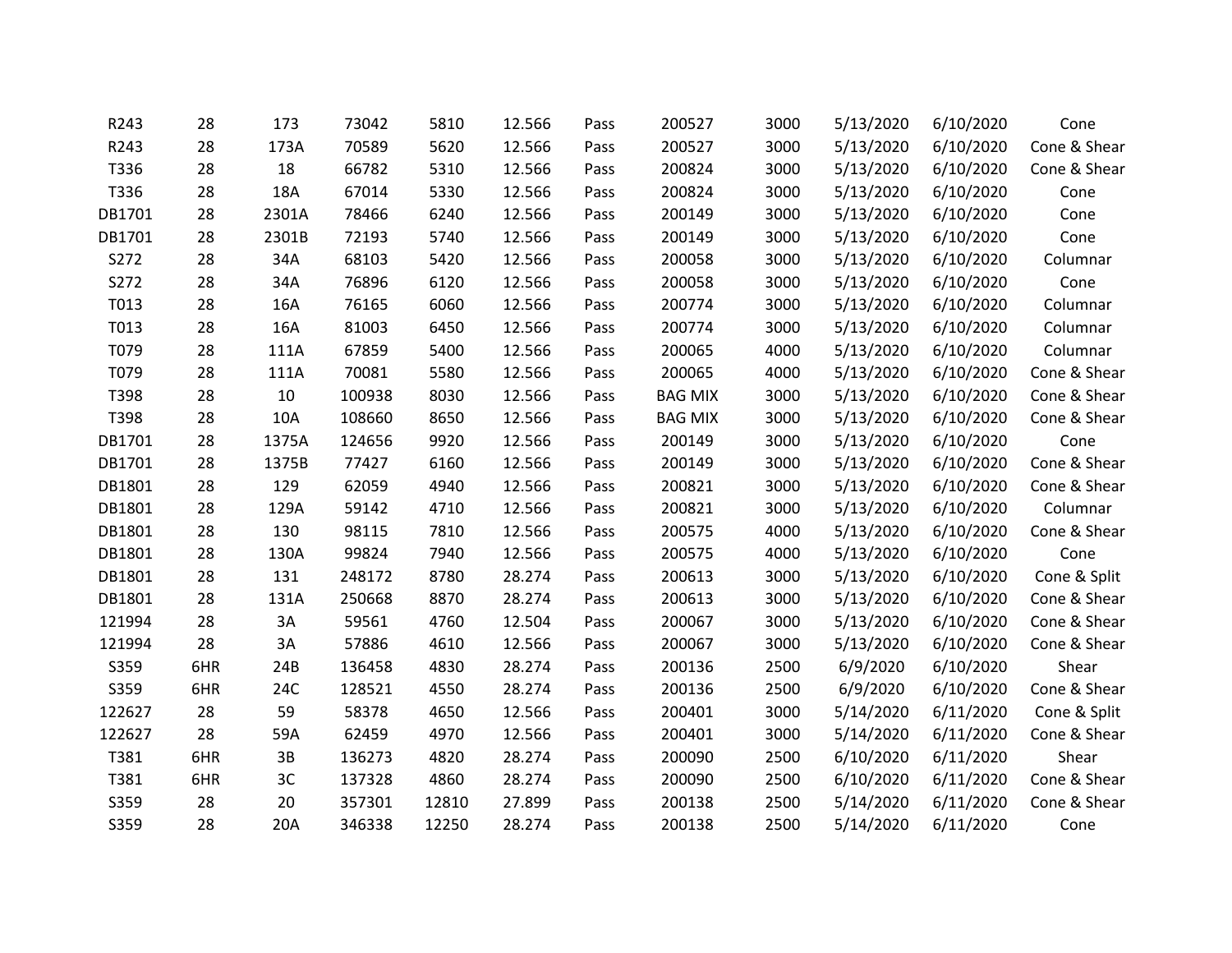| | | | | | | | | | | | |
|---|---|---|---|---|---|---|---|---|---|---|---|
| R243 | 28 | 173 | 73042 | 5810 | 12.566 | Pass | 200527 | 3000 | 5/13/2020 | 6/10/2020 | Cone |
| R243 | 28 | 173A | 70589 | 5620 | 12.566 | Pass | 200527 | 3000 | 5/13/2020 | 6/10/2020 | Cone & Shear |
| T336 | 28 | 18 | 66782 | 5310 | 12.566 | Pass | 200824 | 3000 | 5/13/2020 | 6/10/2020 | Cone & Shear |
| T336 | 28 | 18A | 67014 | 5330 | 12.566 | Pass | 200824 | 3000 | 5/13/2020 | 6/10/2020 | Cone |
| DB1701 | 28 | 2301A | 78466 | 6240 | 12.566 | Pass | 200149 | 3000 | 5/13/2020 | 6/10/2020 | Cone |
| DB1701 | 28 | 2301B | 72193 | 5740 | 12.566 | Pass | 200149 | 3000 | 5/13/2020 | 6/10/2020 | Cone |
| S272 | 28 | 34A | 68103 | 5420 | 12.566 | Pass | 200058 | 3000 | 5/13/2020 | 6/10/2020 | Columnar |
| S272 | 28 | 34A | 76896 | 6120 | 12.566 | Pass | 200058 | 3000 | 5/13/2020 | 6/10/2020 | Cone |
| T013 | 28 | 16A | 76165 | 6060 | 12.566 | Pass | 200774 | 3000 | 5/13/2020 | 6/10/2020 | Columnar |
| T013 | 28 | 16A | 81003 | 6450 | 12.566 | Pass | 200774 | 3000 | 5/13/2020 | 6/10/2020 | Columnar |
| T079 | 28 | 111A | 67859 | 5400 | 12.566 | Pass | 200065 | 4000 | 5/13/2020 | 6/10/2020 | Columnar |
| T079 | 28 | 111A | 70081 | 5580 | 12.566 | Pass | 200065 | 4000 | 5/13/2020 | 6/10/2020 | Cone & Shear |
| T398 | 28 | 10 | 100938 | 8030 | 12.566 | Pass | BAG MIX | 3000 | 5/13/2020 | 6/10/2020 | Cone & Shear |
| T398 | 28 | 10A | 108660 | 8650 | 12.566 | Pass | BAG MIX | 3000 | 5/13/2020 | 6/10/2020 | Cone & Shear |
| DB1701 | 28 | 1375A | 124656 | 9920 | 12.566 | Pass | 200149 | 3000 | 5/13/2020 | 6/10/2020 | Cone |
| DB1701 | 28 | 1375B | 77427 | 6160 | 12.566 | Pass | 200149 | 3000 | 5/13/2020 | 6/10/2020 | Cone & Shear |
| DB1801 | 28 | 129 | 62059 | 4940 | 12.566 | Pass | 200821 | 3000 | 5/13/2020 | 6/10/2020 | Cone & Shear |
| DB1801 | 28 | 129A | 59142 | 4710 | 12.566 | Pass | 200821 | 3000 | 5/13/2020 | 6/10/2020 | Columnar |
| DB1801 | 28 | 130 | 98115 | 7810 | 12.566 | Pass | 200575 | 4000 | 5/13/2020 | 6/10/2020 | Cone & Shear |
| DB1801 | 28 | 130A | 99824 | 7940 | 12.566 | Pass | 200575 | 4000 | 5/13/2020 | 6/10/2020 | Cone |
| DB1801 | 28 | 131 | 248172 | 8780 | 28.274 | Pass | 200613 | 3000 | 5/13/2020 | 6/10/2020 | Cone & Split |
| DB1801 | 28 | 131A | 250668 | 8870 | 28.274 | Pass | 200613 | 3000 | 5/13/2020 | 6/10/2020 | Cone & Shear |
| 121994 | 28 | 3A | 59561 | 4760 | 12.504 | Pass | 200067 | 3000 | 5/13/2020 | 6/10/2020 | Cone & Shear |
| 121994 | 28 | 3A | 57886 | 4610 | 12.566 | Pass | 200067 | 3000 | 5/13/2020 | 6/10/2020 | Cone & Shear |
| S359 | 6HR | 24B | 136458 | 4830 | 28.274 | Pass | 200136 | 2500 | 6/9/2020 | 6/10/2020 | Shear |
| S359 | 6HR | 24C | 128521 | 4550 | 28.274 | Pass | 200136 | 2500 | 6/9/2020 | 6/10/2020 | Cone & Shear |
| 122627 | 28 | 59 | 58378 | 4650 | 12.566 | Pass | 200401 | 3000 | 5/14/2020 | 6/11/2020 | Cone & Split |
| 122627 | 28 | 59A | 62459 | 4970 | 12.566 | Pass | 200401 | 3000 | 5/14/2020 | 6/11/2020 | Cone & Shear |
| T381 | 6HR | 3B | 136273 | 4820 | 28.274 | Pass | 200090 | 2500 | 6/10/2020 | 6/11/2020 | Shear |
| T381 | 6HR | 3C | 137328 | 4860 | 28.274 | Pass | 200090 | 2500 | 6/10/2020 | 6/11/2020 | Cone & Shear |
| S359 | 28 | 20 | 357301 | 12810 | 27.899 | Pass | 200138 | 2500 | 5/14/2020 | 6/11/2020 | Cone & Shear |
| S359 | 28 | 20A | 346338 | 12250 | 28.274 | Pass | 200138 | 2500 | 5/14/2020 | 6/11/2020 | Cone |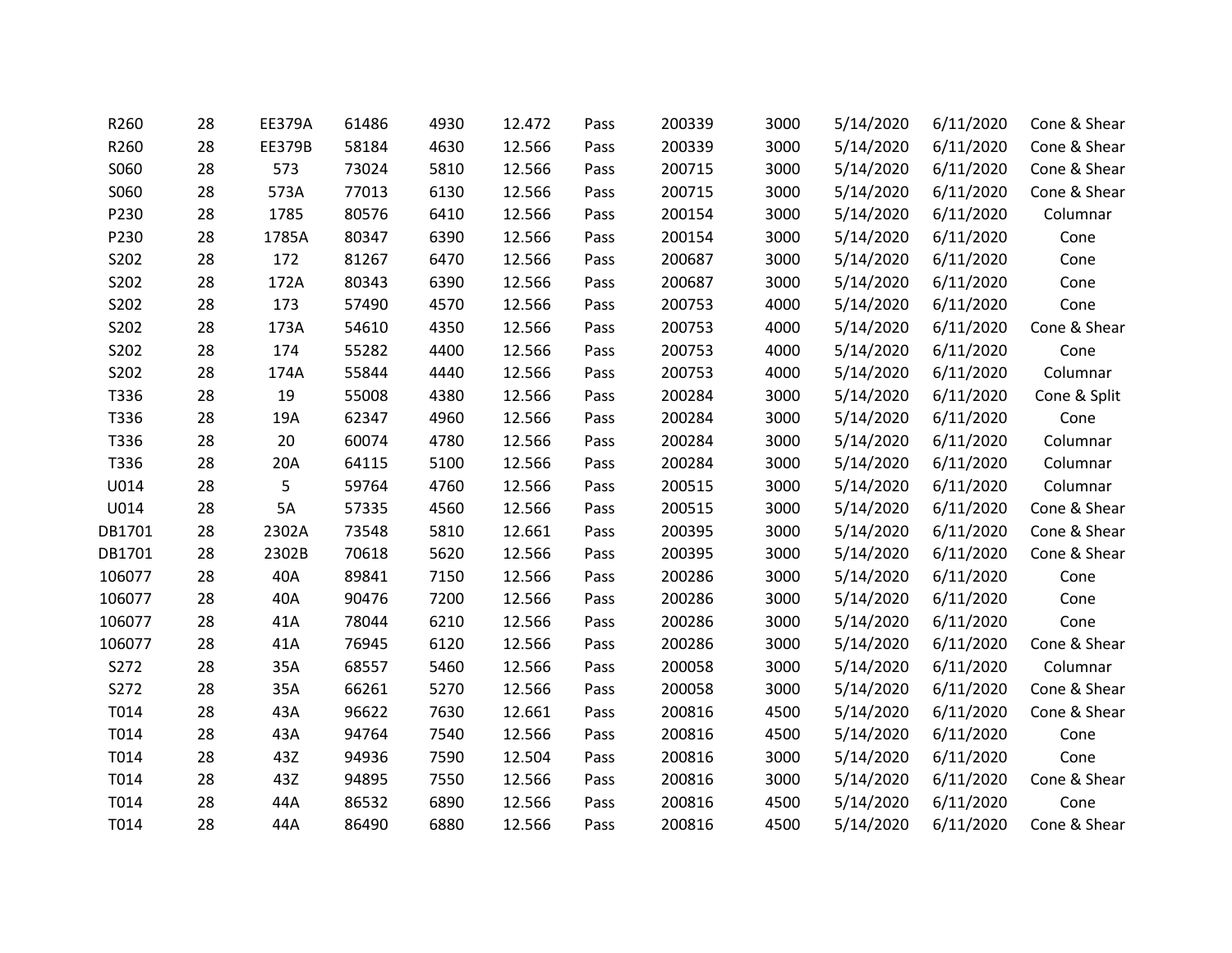| | | | | | | | | | | | |
|---|---|---|---|---|---|---|---|---|---|---|---|
| R260 | 28 | EE379A | 61486 | 4930 | 12.472 | Pass | 200339 | 3000 | 5/14/2020 | 6/11/2020 | Cone & Shear |
| R260 | 28 | EE379B | 58184 | 4630 | 12.566 | Pass | 200339 | 3000 | 5/14/2020 | 6/11/2020 | Cone & Shear |
| S060 | 28 | 573 | 73024 | 5810 | 12.566 | Pass | 200715 | 3000 | 5/14/2020 | 6/11/2020 | Cone & Shear |
| S060 | 28 | 573A | 77013 | 6130 | 12.566 | Pass | 200715 | 3000 | 5/14/2020 | 6/11/2020 | Cone & Shear |
| P230 | 28 | 1785 | 80576 | 6410 | 12.566 | Pass | 200154 | 3000 | 5/14/2020 | 6/11/2020 | Columnar |
| P230 | 28 | 1785A | 80347 | 6390 | 12.566 | Pass | 200154 | 3000 | 5/14/2020 | 6/11/2020 | Cone |
| S202 | 28 | 172 | 81267 | 6470 | 12.566 | Pass | 200687 | 3000 | 5/14/2020 | 6/11/2020 | Cone |
| S202 | 28 | 172A | 80343 | 6390 | 12.566 | Pass | 200687 | 3000 | 5/14/2020 | 6/11/2020 | Cone |
| S202 | 28 | 173 | 57490 | 4570 | 12.566 | Pass | 200753 | 4000 | 5/14/2020 | 6/11/2020 | Cone |
| S202 | 28 | 173A | 54610 | 4350 | 12.566 | Pass | 200753 | 4000 | 5/14/2020 | 6/11/2020 | Cone & Shear |
| S202 | 28 | 174 | 55282 | 4400 | 12.566 | Pass | 200753 | 4000 | 5/14/2020 | 6/11/2020 | Cone |
| S202 | 28 | 174A | 55844 | 4440 | 12.566 | Pass | 200753 | 4000 | 5/14/2020 | 6/11/2020 | Columnar |
| T336 | 28 | 19 | 55008 | 4380 | 12.566 | Pass | 200284 | 3000 | 5/14/2020 | 6/11/2020 | Cone & Split |
| T336 | 28 | 19A | 62347 | 4960 | 12.566 | Pass | 200284 | 3000 | 5/14/2020 | 6/11/2020 | Cone |
| T336 | 28 | 20 | 60074 | 4780 | 12.566 | Pass | 200284 | 3000 | 5/14/2020 | 6/11/2020 | Columnar |
| T336 | 28 | 20A | 64115 | 5100 | 12.566 | Pass | 200284 | 3000 | 5/14/2020 | 6/11/2020 | Columnar |
| U014 | 28 | 5 | 59764 | 4760 | 12.566 | Pass | 200515 | 3000 | 5/14/2020 | 6/11/2020 | Columnar |
| U014 | 28 | 5A | 57335 | 4560 | 12.566 | Pass | 200515 | 3000 | 5/14/2020 | 6/11/2020 | Cone & Shear |
| DB1701 | 28 | 2302A | 73548 | 5810 | 12.661 | Pass | 200395 | 3000 | 5/14/2020 | 6/11/2020 | Cone & Shear |
| DB1701 | 28 | 2302B | 70618 | 5620 | 12.566 | Pass | 200395 | 3000 | 5/14/2020 | 6/11/2020 | Cone & Shear |
| 106077 | 28 | 40A | 89841 | 7150 | 12.566 | Pass | 200286 | 3000 | 5/14/2020 | 6/11/2020 | Cone |
| 106077 | 28 | 40A | 90476 | 7200 | 12.566 | Pass | 200286 | 3000 | 5/14/2020 | 6/11/2020 | Cone |
| 106077 | 28 | 41A | 78044 | 6210 | 12.566 | Pass | 200286 | 3000 | 5/14/2020 | 6/11/2020 | Cone |
| 106077 | 28 | 41A | 76945 | 6120 | 12.566 | Pass | 200286 | 3000 | 5/14/2020 | 6/11/2020 | Cone & Shear |
| S272 | 28 | 35A | 68557 | 5460 | 12.566 | Pass | 200058 | 3000 | 5/14/2020 | 6/11/2020 | Columnar |
| S272 | 28 | 35A | 66261 | 5270 | 12.566 | Pass | 200058 | 3000 | 5/14/2020 | 6/11/2020 | Cone & Shear |
| T014 | 28 | 43A | 96622 | 7630 | 12.661 | Pass | 200816 | 4500 | 5/14/2020 | 6/11/2020 | Cone & Shear |
| T014 | 28 | 43A | 94764 | 7540 | 12.566 | Pass | 200816 | 4500 | 5/14/2020 | 6/11/2020 | Cone |
| T014 | 28 | 43Z | 94936 | 7590 | 12.504 | Pass | 200816 | 3000 | 5/14/2020 | 6/11/2020 | Cone |
| T014 | 28 | 43Z | 94895 | 7550 | 12.566 | Pass | 200816 | 3000 | 5/14/2020 | 6/11/2020 | Cone & Shear |
| T014 | 28 | 44A | 86532 | 6890 | 12.566 | Pass | 200816 | 4500 | 5/14/2020 | 6/11/2020 | Cone |
| T014 | 28 | 44A | 86490 | 6880 | 12.566 | Pass | 200816 | 4500 | 5/14/2020 | 6/11/2020 | Cone & Shear |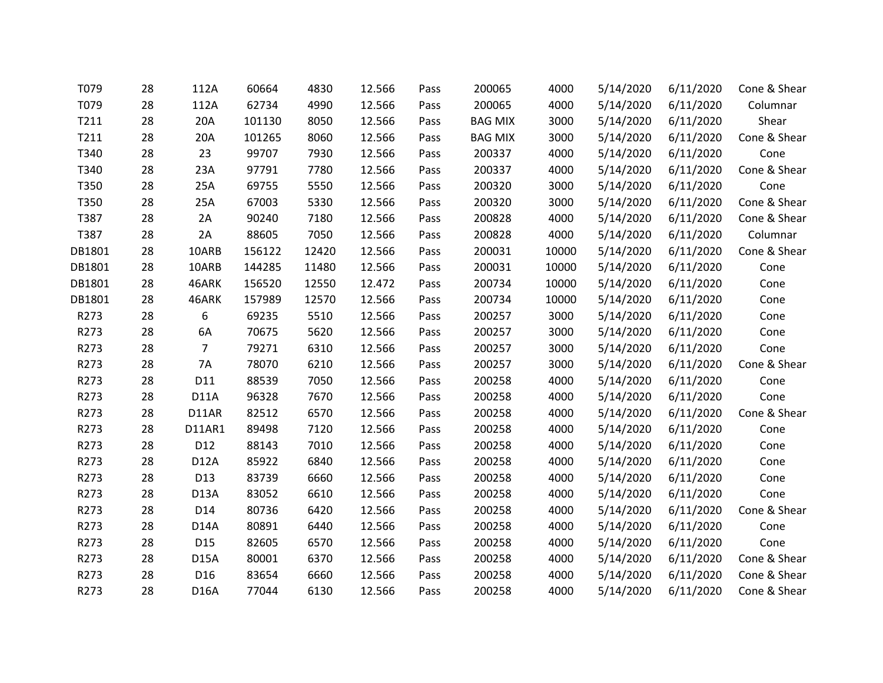| | | | | | | | | | | | |
|---|---|---|---|---|---|---|---|---|---|---|---|
| T079 | 28 | 112A | 60664 | 4830 | 12.566 | Pass | 200065 | 4000 | 5/14/2020 | 6/11/2020 | Cone & Shear |
| T079 | 28 | 112A | 62734 | 4990 | 12.566 | Pass | 200065 | 4000 | 5/14/2020 | 6/11/2020 | Columnar |
| T211 | 28 | 20A | 101130 | 8050 | 12.566 | Pass | BAG MIX | 3000 | 5/14/2020 | 6/11/2020 | Shear |
| T211 | 28 | 20A | 101265 | 8060 | 12.566 | Pass | BAG MIX | 3000 | 5/14/2020 | 6/11/2020 | Cone & Shear |
| T340 | 28 | 23 | 99707 | 7930 | 12.566 | Pass | 200337 | 4000 | 5/14/2020 | 6/11/2020 | Cone |
| T340 | 28 | 23A | 97791 | 7780 | 12.566 | Pass | 200337 | 4000 | 5/14/2020 | 6/11/2020 | Cone & Shear |
| T350 | 28 | 25A | 69755 | 5550 | 12.566 | Pass | 200320 | 3000 | 5/14/2020 | 6/11/2020 | Cone |
| T350 | 28 | 25A | 67003 | 5330 | 12.566 | Pass | 200320 | 3000 | 5/14/2020 | 6/11/2020 | Cone & Shear |
| T387 | 28 | 2A | 90240 | 7180 | 12.566 | Pass | 200828 | 4000 | 5/14/2020 | 6/11/2020 | Cone & Shear |
| T387 | 28 | 2A | 88605 | 7050 | 12.566 | Pass | 200828 | 4000 | 5/14/2020 | 6/11/2020 | Columnar |
| DB1801 | 28 | 10ARB | 156122 | 12420 | 12.566 | Pass | 200031 | 10000 | 5/14/2020 | 6/11/2020 | Cone & Shear |
| DB1801 | 28 | 10ARB | 144285 | 11480 | 12.566 | Pass | 200031 | 10000 | 5/14/2020 | 6/11/2020 | Cone |
| DB1801 | 28 | 46ARK | 156520 | 12550 | 12.472 | Pass | 200734 | 10000 | 5/14/2020 | 6/11/2020 | Cone |
| DB1801 | 28 | 46ARK | 157989 | 12570 | 12.566 | Pass | 200734 | 10000 | 5/14/2020 | 6/11/2020 | Cone |
| R273 | 28 | 6 | 69235 | 5510 | 12.566 | Pass | 200257 | 3000 | 5/14/2020 | 6/11/2020 | Cone |
| R273 | 28 | 6A | 70675 | 5620 | 12.566 | Pass | 200257 | 3000 | 5/14/2020 | 6/11/2020 | Cone |
| R273 | 28 | 7 | 79271 | 6310 | 12.566 | Pass | 200257 | 3000 | 5/14/2020 | 6/11/2020 | Cone |
| R273 | 28 | 7A | 78070 | 6210 | 12.566 | Pass | 200257 | 3000 | 5/14/2020 | 6/11/2020 | Cone & Shear |
| R273 | 28 | D11 | 88539 | 7050 | 12.566 | Pass | 200258 | 4000 | 5/14/2020 | 6/11/2020 | Cone |
| R273 | 28 | D11A | 96328 | 7670 | 12.566 | Pass | 200258 | 4000 | 5/14/2020 | 6/11/2020 | Cone |
| R273 | 28 | D11AR | 82512 | 6570 | 12.566 | Pass | 200258 | 4000 | 5/14/2020 | 6/11/2020 | Cone & Shear |
| R273 | 28 | D11AR1 | 89498 | 7120 | 12.566 | Pass | 200258 | 4000 | 5/14/2020 | 6/11/2020 | Cone |
| R273 | 28 | D12 | 88143 | 7010 | 12.566 | Pass | 200258 | 4000 | 5/14/2020 | 6/11/2020 | Cone |
| R273 | 28 | D12A | 85922 | 6840 | 12.566 | Pass | 200258 | 4000 | 5/14/2020 | 6/11/2020 | Cone |
| R273 | 28 | D13 | 83739 | 6660 | 12.566 | Pass | 200258 | 4000 | 5/14/2020 | 6/11/2020 | Cone |
| R273 | 28 | D13A | 83052 | 6610 | 12.566 | Pass | 200258 | 4000 | 5/14/2020 | 6/11/2020 | Cone |
| R273 | 28 | D14 | 80736 | 6420 | 12.566 | Pass | 200258 | 4000 | 5/14/2020 | 6/11/2020 | Cone & Shear |
| R273 | 28 | D14A | 80891 | 6440 | 12.566 | Pass | 200258 | 4000 | 5/14/2020 | 6/11/2020 | Cone |
| R273 | 28 | D15 | 82605 | 6570 | 12.566 | Pass | 200258 | 4000 | 5/14/2020 | 6/11/2020 | Cone |
| R273 | 28 | D15A | 80001 | 6370 | 12.566 | Pass | 200258 | 4000 | 5/14/2020 | 6/11/2020 | Cone & Shear |
| R273 | 28 | D16 | 83654 | 6660 | 12.566 | Pass | 200258 | 4000 | 5/14/2020 | 6/11/2020 | Cone & Shear |
| R273 | 28 | D16A | 77044 | 6130 | 12.566 | Pass | 200258 | 4000 | 5/14/2020 | 6/11/2020 | Cone & Shear |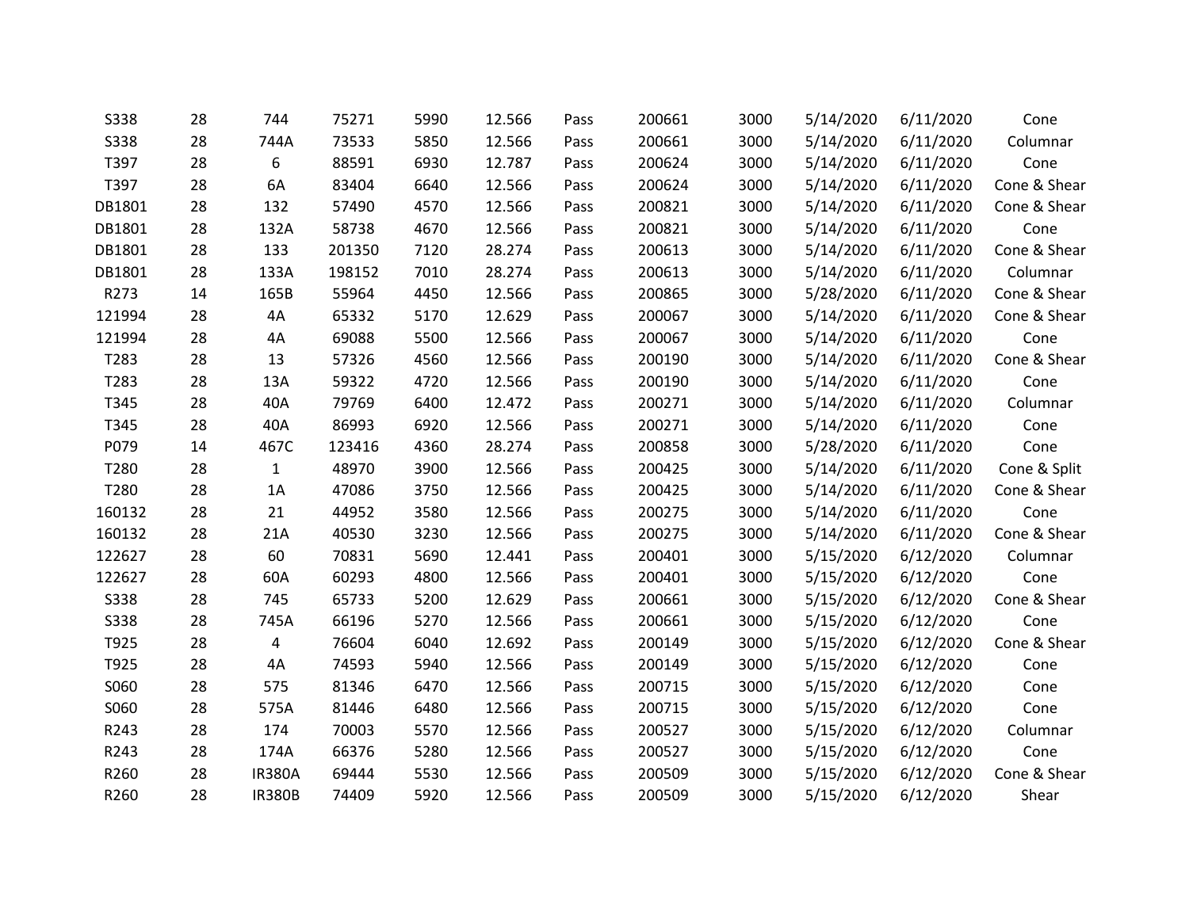| S338 | 28 | 744 | 75271 | 5990 | 12.566 | Pass | 200661 | 3000 | 5/14/2020 | 6/11/2020 | Cone |
|---|---|---|---|---|---|---|---|---|---|---|---|
| S338 | 28 | 744A | 73533 | 5850 | 12.566 | Pass | 200661 | 3000 | 5/14/2020 | 6/11/2020 | Columnar |
| T397 | 28 | 6 | 88591 | 6930 | 12.787 | Pass | 200624 | 3000 | 5/14/2020 | 6/11/2020 | Cone |
| T397 | 28 | 6A | 83404 | 6640 | 12.566 | Pass | 200624 | 3000 | 5/14/2020 | 6/11/2020 | Cone & Shear |
| DB1801 | 28 | 132 | 57490 | 4570 | 12.566 | Pass | 200821 | 3000 | 5/14/2020 | 6/11/2020 | Cone & Shear |
| DB1801 | 28 | 132A | 58738 | 4670 | 12.566 | Pass | 200821 | 3000 | 5/14/2020 | 6/11/2020 | Cone |
| DB1801 | 28 | 133 | 201350 | 7120 | 28.274 | Pass | 200613 | 3000 | 5/14/2020 | 6/11/2020 | Cone & Shear |
| DB1801 | 28 | 133A | 198152 | 7010 | 28.274 | Pass | 200613 | 3000 | 5/14/2020 | 6/11/2020 | Columnar |
| R273 | 14 | 165B | 55964 | 4450 | 12.566 | Pass | 200865 | 3000 | 5/28/2020 | 6/11/2020 | Cone & Shear |
| 121994 | 28 | 4A | 65332 | 5170 | 12.629 | Pass | 200067 | 3000 | 5/14/2020 | 6/11/2020 | Cone & Shear |
| 121994 | 28 | 4A | 69088 | 5500 | 12.566 | Pass | 200067 | 3000 | 5/14/2020 | 6/11/2020 | Cone |
| T283 | 28 | 13 | 57326 | 4560 | 12.566 | Pass | 200190 | 3000 | 5/14/2020 | 6/11/2020 | Cone & Shear |
| T283 | 28 | 13A | 59322 | 4720 | 12.566 | Pass | 200190 | 3000 | 5/14/2020 | 6/11/2020 | Cone |
| T345 | 28 | 40A | 79769 | 6400 | 12.472 | Pass | 200271 | 3000 | 5/14/2020 | 6/11/2020 | Columnar |
| T345 | 28 | 40A | 86993 | 6920 | 12.566 | Pass | 200271 | 3000 | 5/14/2020 | 6/11/2020 | Cone |
| P079 | 14 | 467C | 123416 | 4360 | 28.274 | Pass | 200858 | 3000 | 5/28/2020 | 6/11/2020 | Cone |
| T280 | 28 | 1 | 48970 | 3900 | 12.566 | Pass | 200425 | 3000 | 5/14/2020 | 6/11/2020 | Cone & Split |
| T280 | 28 | 1A | 47086 | 3750 | 12.566 | Pass | 200425 | 3000 | 5/14/2020 | 6/11/2020 | Cone & Shear |
| 160132 | 28 | 21 | 44952 | 3580 | 12.566 | Pass | 200275 | 3000 | 5/14/2020 | 6/11/2020 | Cone |
| 160132 | 28 | 21A | 40530 | 3230 | 12.566 | Pass | 200275 | 3000 | 5/14/2020 | 6/11/2020 | Cone & Shear |
| 122627 | 28 | 60 | 70831 | 5690 | 12.441 | Pass | 200401 | 3000 | 5/15/2020 | 6/12/2020 | Columnar |
| 122627 | 28 | 60A | 60293 | 4800 | 12.566 | Pass | 200401 | 3000 | 5/15/2020 | 6/12/2020 | Cone |
| S338 | 28 | 745 | 65733 | 5200 | 12.629 | Pass | 200661 | 3000 | 5/15/2020 | 6/12/2020 | Cone & Shear |
| S338 | 28 | 745A | 66196 | 5270 | 12.566 | Pass | 200661 | 3000 | 5/15/2020 | 6/12/2020 | Cone |
| T925 | 28 | 4 | 76604 | 6040 | 12.692 | Pass | 200149 | 3000 | 5/15/2020 | 6/12/2020 | Cone & Shear |
| T925 | 28 | 4A | 74593 | 5940 | 12.566 | Pass | 200149 | 3000 | 5/15/2020 | 6/12/2020 | Cone |
| S060 | 28 | 575 | 81346 | 6470 | 12.566 | Pass | 200715 | 3000 | 5/15/2020 | 6/12/2020 | Cone |
| S060 | 28 | 575A | 81446 | 6480 | 12.566 | Pass | 200715 | 3000 | 5/15/2020 | 6/12/2020 | Cone |
| R243 | 28 | 174 | 70003 | 5570 | 12.566 | Pass | 200527 | 3000 | 5/15/2020 | 6/12/2020 | Columnar |
| R243 | 28 | 174A | 66376 | 5280 | 12.566 | Pass | 200527 | 3000 | 5/15/2020 | 6/12/2020 | Cone |
| R260 | 28 | IR380A | 69444 | 5530 | 12.566 | Pass | 200509 | 3000 | 5/15/2020 | 6/12/2020 | Cone & Shear |
| R260 | 28 | IR380B | 74409 | 5920 | 12.566 | Pass | 200509 | 3000 | 5/15/2020 | 6/12/2020 | Shear |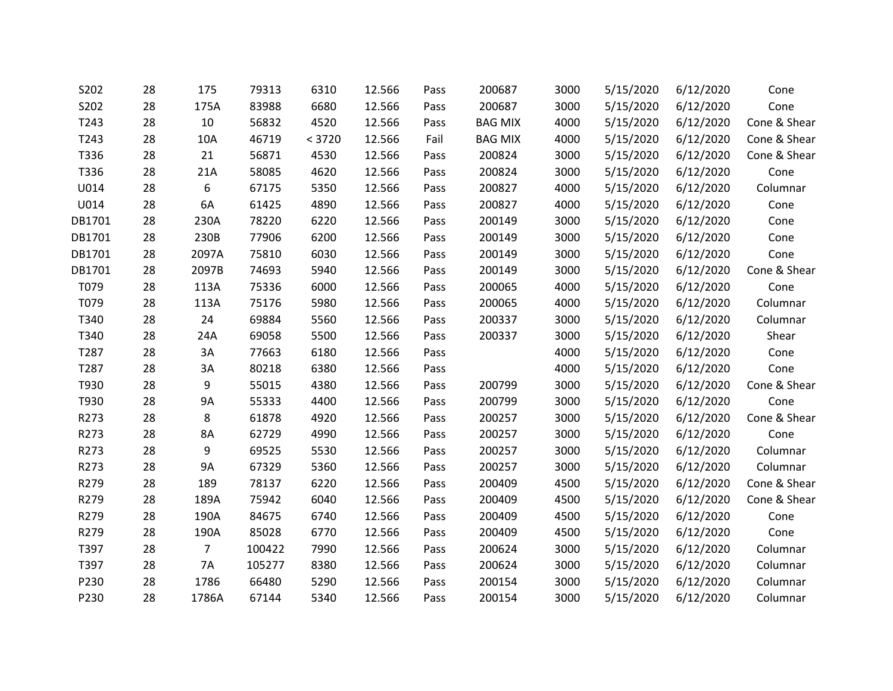| | | | | | | | | | | | | |
|---|---|---|---|---|---|---|---|---|---|---|---|---|
| S202 | 28 | 175 | 79313 | 6310 | 12.566 | Pass | 200687 | 3000 | 5/15/2020 | 6/12/2020 | Cone |
| S202 | 28 | 175A | 83988 | 6680 | 12.566 | Pass | 200687 | 3000 | 5/15/2020 | 6/12/2020 | Cone |
| T243 | 28 | 10 | 56832 | 4520 | 12.566 | Pass | BAG MIX | 4000 | 5/15/2020 | 6/12/2020 | Cone & Shear |
| T243 | 28 | 10A | 46719 | < 3720 | 12.566 | Fail | BAG MIX | 4000 | 5/15/2020 | 6/12/2020 | Cone & Shear |
| T336 | 28 | 21 | 56871 | 4530 | 12.566 | Pass | 200824 | 3000 | 5/15/2020 | 6/12/2020 | Cone & Shear |
| T336 | 28 | 21A | 58085 | 4620 | 12.566 | Pass | 200824 | 3000 | 5/15/2020 | 6/12/2020 | Cone |
| U014 | 28 | 6 | 67175 | 5350 | 12.566 | Pass | 200827 | 4000 | 5/15/2020 | 6/12/2020 | Columnar |
| U014 | 28 | 6A | 61425 | 4890 | 12.566 | Pass | 200827 | 4000 | 5/15/2020 | 6/12/2020 | Cone |
| DB1701 | 28 | 230A | 78220 | 6220 | 12.566 | Pass | 200149 | 3000 | 5/15/2020 | 6/12/2020 | Cone |
| DB1701 | 28 | 230B | 77906 | 6200 | 12.566 | Pass | 200149 | 3000 | 5/15/2020 | 6/12/2020 | Cone |
| DB1701 | 28 | 2097A | 75810 | 6030 | 12.566 | Pass | 200149 | 3000 | 5/15/2020 | 6/12/2020 | Cone |
| DB1701 | 28 | 2097B | 74693 | 5940 | 12.566 | Pass | 200149 | 3000 | 5/15/2020 | 6/12/2020 | Cone & Shear |
| T079 | 28 | 113A | 75336 | 6000 | 12.566 | Pass | 200065 | 4000 | 5/15/2020 | 6/12/2020 | Cone |
| T079 | 28 | 113A | 75176 | 5980 | 12.566 | Pass | 200065 | 4000 | 5/15/2020 | 6/12/2020 | Columnar |
| T340 | 28 | 24 | 69884 | 5560 | 12.566 | Pass | 200337 | 3000 | 5/15/2020 | 6/12/2020 | Columnar |
| T340 | 28 | 24A | 69058 | 5500 | 12.566 | Pass | 200337 | 3000 | 5/15/2020 | 6/12/2020 | Shear |
| T287 | 28 | 3A | 77663 | 6180 | 12.566 | Pass | | 4000 | 5/15/2020 | 6/12/2020 | Cone |
| T287 | 28 | 3A | 80218 | 6380 | 12.566 | Pass | | 4000 | 5/15/2020 | 6/12/2020 | Cone |
| T930 | 28 | 9 | 55015 | 4380 | 12.566 | Pass | 200799 | 3000 | 5/15/2020 | 6/12/2020 | Cone & Shear |
| T930 | 28 | 9A | 55333 | 4400 | 12.566 | Pass | 200799 | 3000 | 5/15/2020 | 6/12/2020 | Cone |
| R273 | 28 | 8 | 61878 | 4920 | 12.566 | Pass | 200257 | 3000 | 5/15/2020 | 6/12/2020 | Cone & Shear |
| R273 | 28 | 8A | 62729 | 4990 | 12.566 | Pass | 200257 | 3000 | 5/15/2020 | 6/12/2020 | Cone |
| R273 | 28 | 9 | 69525 | 5530 | 12.566 | Pass | 200257 | 3000 | 5/15/2020 | 6/12/2020 | Columnar |
| R273 | 28 | 9A | 67329 | 5360 | 12.566 | Pass | 200257 | 3000 | 5/15/2020 | 6/12/2020 | Columnar |
| R279 | 28 | 189 | 78137 | 6220 | 12.566 | Pass | 200409 | 4500 | 5/15/2020 | 6/12/2020 | Cone & Shear |
| R279 | 28 | 189A | 75942 | 6040 | 12.566 | Pass | 200409 | 4500 | 5/15/2020 | 6/12/2020 | Cone & Shear |
| R279 | 28 | 190A | 84675 | 6740 | 12.566 | Pass | 200409 | 4500 | 5/15/2020 | 6/12/2020 | Cone |
| R279 | 28 | 190A | 85028 | 6770 | 12.566 | Pass | 200409 | 4500 | 5/15/2020 | 6/12/2020 | Cone |
| T397 | 28 | 7 | 100422 | 7990 | 12.566 | Pass | 200624 | 3000 | 5/15/2020 | 6/12/2020 | Columnar |
| T397 | 28 | 7A | 105277 | 8380 | 12.566 | Pass | 200624 | 3000 | 5/15/2020 | 6/12/2020 | Columnar |
| P230 | 28 | 1786 | 66480 | 5290 | 12.566 | Pass | 200154 | 3000 | 5/15/2020 | 6/12/2020 | Columnar |
| P230 | 28 | 1786A | 67144 | 5340 | 12.566 | Pass | 200154 | 3000 | 5/15/2020 | 6/12/2020 | Columnar |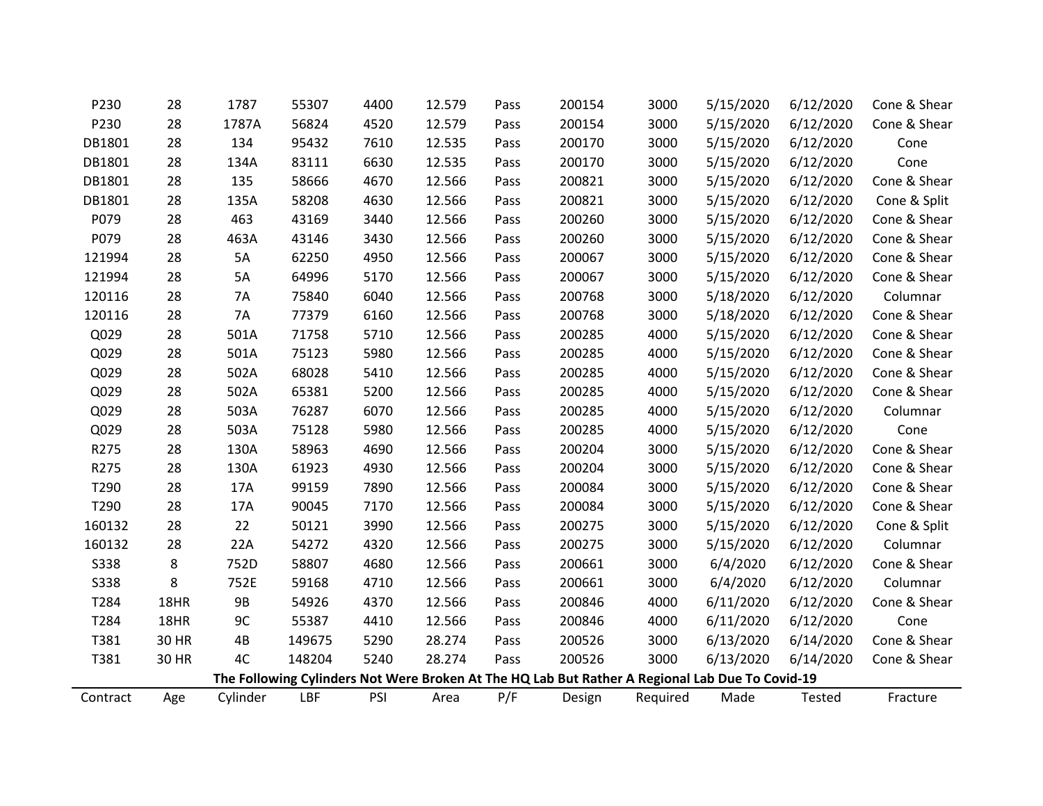| P230 | 28 | 1787 | 55307 | 4400 | 12.579 | Pass | 200154 | 3000 | 5/15/2020 | 6/12/2020 | Cone & Shear |
|---|---|---|---|---|---|---|---|---|---|---|---|
| P230 | 28 | 1787A | 56824 | 4520 | 12.579 | Pass | 200154 | 3000 | 5/15/2020 | 6/12/2020 | Cone & Shear |
| DB1801 | 28 | 134 | 95432 | 7610 | 12.535 | Pass | 200170 | 3000 | 5/15/2020 | 6/12/2020 | Cone |
| DB1801 | 28 | 134A | 83111 | 6630 | 12.535 | Pass | 200170 | 3000 | 5/15/2020 | 6/12/2020 | Cone |
| DB1801 | 28 | 135 | 58666 | 4670 | 12.566 | Pass | 200821 | 3000 | 5/15/2020 | 6/12/2020 | Cone & Shear |
| DB1801 | 28 | 135A | 58208 | 4630 | 12.566 | Pass | 200821 | 3000 | 5/15/2020 | 6/12/2020 | Cone & Split |
| P079 | 28 | 463 | 43169 | 3440 | 12.566 | Pass | 200260 | 3000 | 5/15/2020 | 6/12/2020 | Cone & Shear |
| P079 | 28 | 463A | 43146 | 3430 | 12.566 | Pass | 200260 | 3000 | 5/15/2020 | 6/12/2020 | Cone & Shear |
| 121994 | 28 | 5A | 62250 | 4950 | 12.566 | Pass | 200067 | 3000 | 5/15/2020 | 6/12/2020 | Cone & Shear |
| 121994 | 28 | 5A | 64996 | 5170 | 12.566 | Pass | 200067 | 3000 | 5/15/2020 | 6/12/2020 | Cone & Shear |
| 120116 | 28 | 7A | 75840 | 6040 | 12.566 | Pass | 200768 | 3000 | 5/18/2020 | 6/12/2020 | Columnar |
| 120116 | 28 | 7A | 77379 | 6160 | 12.566 | Pass | 200768 | 3000 | 5/18/2020 | 6/12/2020 | Cone & Shear |
| Q029 | 28 | 501A | 71758 | 5710 | 12.566 | Pass | 200285 | 4000 | 5/15/2020 | 6/12/2020 | Cone & Shear |
| Q029 | 28 | 501A | 75123 | 5980 | 12.566 | Pass | 200285 | 4000 | 5/15/2020 | 6/12/2020 | Cone & Shear |
| Q029 | 28 | 502A | 68028 | 5410 | 12.566 | Pass | 200285 | 4000 | 5/15/2020 | 6/12/2020 | Cone & Shear |
| Q029 | 28 | 502A | 65381 | 5200 | 12.566 | Pass | 200285 | 4000 | 5/15/2020 | 6/12/2020 | Cone & Shear |
| Q029 | 28 | 503A | 76287 | 6070 | 12.566 | Pass | 200285 | 4000 | 5/15/2020 | 6/12/2020 | Columnar |
| Q029 | 28 | 503A | 75128 | 5980 | 12.566 | Pass | 200285 | 4000 | 5/15/2020 | 6/12/2020 | Cone |
| R275 | 28 | 130A | 58963 | 4690 | 12.566 | Pass | 200204 | 3000 | 5/15/2020 | 6/12/2020 | Cone & Shear |
| R275 | 28 | 130A | 61923 | 4930 | 12.566 | Pass | 200204 | 3000 | 5/15/2020 | 6/12/2020 | Cone & Shear |
| T290 | 28 | 17A | 99159 | 7890 | 12.566 | Pass | 200084 | 3000 | 5/15/2020 | 6/12/2020 | Cone & Shear |
| T290 | 28 | 17A | 90045 | 7170 | 12.566 | Pass | 200084 | 3000 | 5/15/2020 | 6/12/2020 | Cone & Shear |
| 160132 | 28 | 22 | 50121 | 3990 | 12.566 | Pass | 200275 | 3000 | 5/15/2020 | 6/12/2020 | Cone & Split |
| 160132 | 28 | 22A | 54272 | 4320 | 12.566 | Pass | 200275 | 3000 | 5/15/2020 | 6/12/2020 | Columnar |
| S338 | 8 | 752D | 58807 | 4680 | 12.566 | Pass | 200661 | 3000 | 6/4/2020 | 6/12/2020 | Cone & Shear |
| S338 | 8 | 752E | 59168 | 4710 | 12.566 | Pass | 200661 | 3000 | 6/4/2020 | 6/12/2020 | Columnar |
| T284 | 18HR | 9B | 54926 | 4370 | 12.566 | Pass | 200846 | 4000 | 6/11/2020 | 6/12/2020 | Cone & Shear |
| T284 | 18HR | 9C | 55387 | 4410 | 12.566 | Pass | 200846 | 4000 | 6/11/2020 | 6/12/2020 | Cone |
| T381 | 30 HR | 4B | 149675 | 5290 | 28.274 | Pass | 200526 | 3000 | 6/13/2020 | 6/14/2020 | Cone & Shear |
| T381 | 30 HR | 4C | 148204 | 5240 | 28.274 | Pass | 200526 | 3000 | 6/13/2020 | 6/14/2020 | Cone & Shear |

**The Following Cylinders Not Were Broken At The HQ Lab But Rather A Regional Lab Due To Covid-19**

| Contract | Age | Cylinder | LBF | PSI | Area | P/F | Design | Required | Made | Tested | Fracture |
|---|---|---|---|---|---|---|---|---|---|---|---|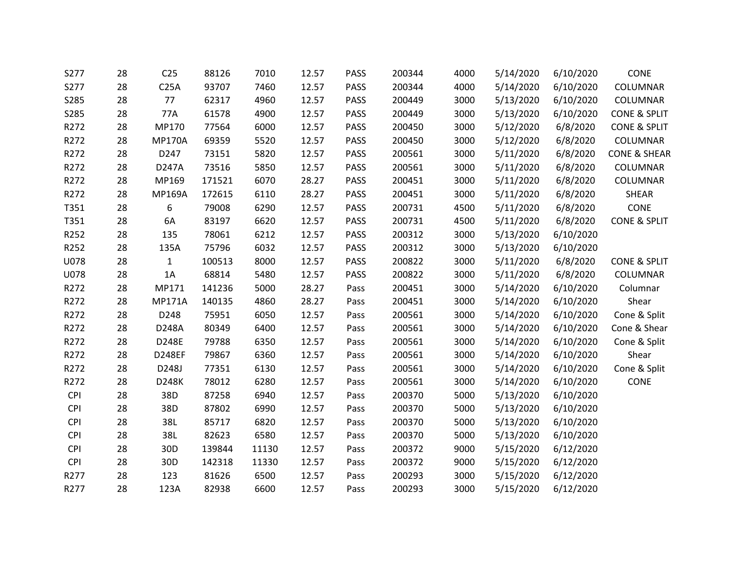| | | | | | | | | | | | |
|---|---|---|---|---|---|---|---|---|---|---|---|
| S277 | 28 | C25 | 88126 | 7010 | 12.57 | PASS | 200344 | 4000 | 5/14/2020 | 6/10/2020 | CONE |
| S277 | 28 | C25A | 93707 | 7460 | 12.57 | PASS | 200344 | 4000 | 5/14/2020 | 6/10/2020 | COLUMNAR |
| S285 | 28 | 77 | 62317 | 4960 | 12.57 | PASS | 200449 | 3000 | 5/13/2020 | 6/10/2020 | COLUMNAR |
| S285 | 28 | 77A | 61578 | 4900 | 12.57 | PASS | 200449 | 3000 | 5/13/2020 | 6/10/2020 | CONE & SPLIT |
| R272 | 28 | MP170 | 77564 | 6000 | 12.57 | PASS | 200450 | 3000 | 5/12/2020 | 6/8/2020 | CONE & SPLIT |
| R272 | 28 | MP170A | 69359 | 5520 | 12.57 | PASS | 200450 | 3000 | 5/12/2020 | 6/8/2020 | COLUMNAR |
| R272 | 28 | D247 | 73151 | 5820 | 12.57 | PASS | 200561 | 3000 | 5/11/2020 | 6/8/2020 | CONE & SHEAR |
| R272 | 28 | D247A | 73516 | 5850 | 12.57 | PASS | 200561 | 3000 | 5/11/2020 | 6/8/2020 | COLUMNAR |
| R272 | 28 | MP169 | 171521 | 6070 | 28.27 | PASS | 200451 | 3000 | 5/11/2020 | 6/8/2020 | COLUMNAR |
| R272 | 28 | MP169A | 172615 | 6110 | 28.27 | PASS | 200451 | 3000 | 5/11/2020 | 6/8/2020 | SHEAR |
| T351 | 28 | 6 | 79008 | 6290 | 12.57 | PASS | 200731 | 4500 | 5/11/2020 | 6/8/2020 | CONE |
| T351 | 28 | 6A | 83197 | 6620 | 12.57 | PASS | 200731 | 4500 | 5/11/2020 | 6/8/2020 | CONE & SPLIT |
| R252 | 28 | 135 | 78061 | 6212 | 12.57 | PASS | 200312 | 3000 | 5/13/2020 | 6/10/2020 | |
| R252 | 28 | 135A | 75796 | 6032 | 12.57 | PASS | 200312 | 3000 | 5/13/2020 | 6/10/2020 | |
| U078 | 28 | 1 | 100513 | 8000 | 12.57 | PASS | 200822 | 3000 | 5/11/2020 | 6/8/2020 | CONE & SPLIT |
| U078 | 28 | 1A | 68814 | 5480 | 12.57 | PASS | 200822 | 3000 | 5/11/2020 | 6/8/2020 | COLUMNAR |
| R272 | 28 | MP171 | 141236 | 5000 | 28.27 | Pass | 200451 | 3000 | 5/14/2020 | 6/10/2020 | Columnar |
| R272 | 28 | MP171A | 140135 | 4860 | 28.27 | Pass | 200451 | 3000 | 5/14/2020 | 6/10/2020 | Shear |
| R272 | 28 | D248 | 75951 | 6050 | 12.57 | Pass | 200561 | 3000 | 5/14/2020 | 6/10/2020 | Cone & Split |
| R272 | 28 | D248A | 80349 | 6400 | 12.57 | Pass | 200561 | 3000 | 5/14/2020 | 6/10/2020 | Cone & Shear |
| R272 | 28 | D248E | 79788 | 6350 | 12.57 | Pass | 200561 | 3000 | 5/14/2020 | 6/10/2020 | Cone & Split |
| R272 | 28 | D248EF | 79867 | 6360 | 12.57 | Pass | 200561 | 3000 | 5/14/2020 | 6/10/2020 | Shear |
| R272 | 28 | D248J | 77351 | 6130 | 12.57 | Pass | 200561 | 3000 | 5/14/2020 | 6/10/2020 | Cone & Split |
| R272 | 28 | D248K | 78012 | 6280 | 12.57 | Pass | 200561 | 3000 | 5/14/2020 | 6/10/2020 | CONE |
| CPI | 28 | 38D | 87258 | 6940 | 12.57 | Pass | 200370 | 5000 | 5/13/2020 | 6/10/2020 | |
| CPI | 28 | 38D | 87802 | 6990 | 12.57 | Pass | 200370 | 5000 | 5/13/2020 | 6/10/2020 | |
| CPI | 28 | 38L | 85717 | 6820 | 12.57 | Pass | 200370 | 5000 | 5/13/2020 | 6/10/2020 | |
| CPI | 28 | 38L | 82623 | 6580 | 12.57 | Pass | 200370 | 5000 | 5/13/2020 | 6/10/2020 | |
| CPI | 28 | 30D | 139844 | 11130 | 12.57 | Pass | 200372 | 9000 | 5/15/2020 | 6/12/2020 | |
| CPI | 28 | 30D | 142318 | 11330 | 12.57 | Pass | 200372 | 9000 | 5/15/2020 | 6/12/2020 | |
| R277 | 28 | 123 | 81626 | 6500 | 12.57 | Pass | 200293 | 3000 | 5/15/2020 | 6/12/2020 | |
| R277 | 28 | 123A | 82938 | 6600 | 12.57 | Pass | 200293 | 3000 | 5/15/2020 | 6/12/2020 | |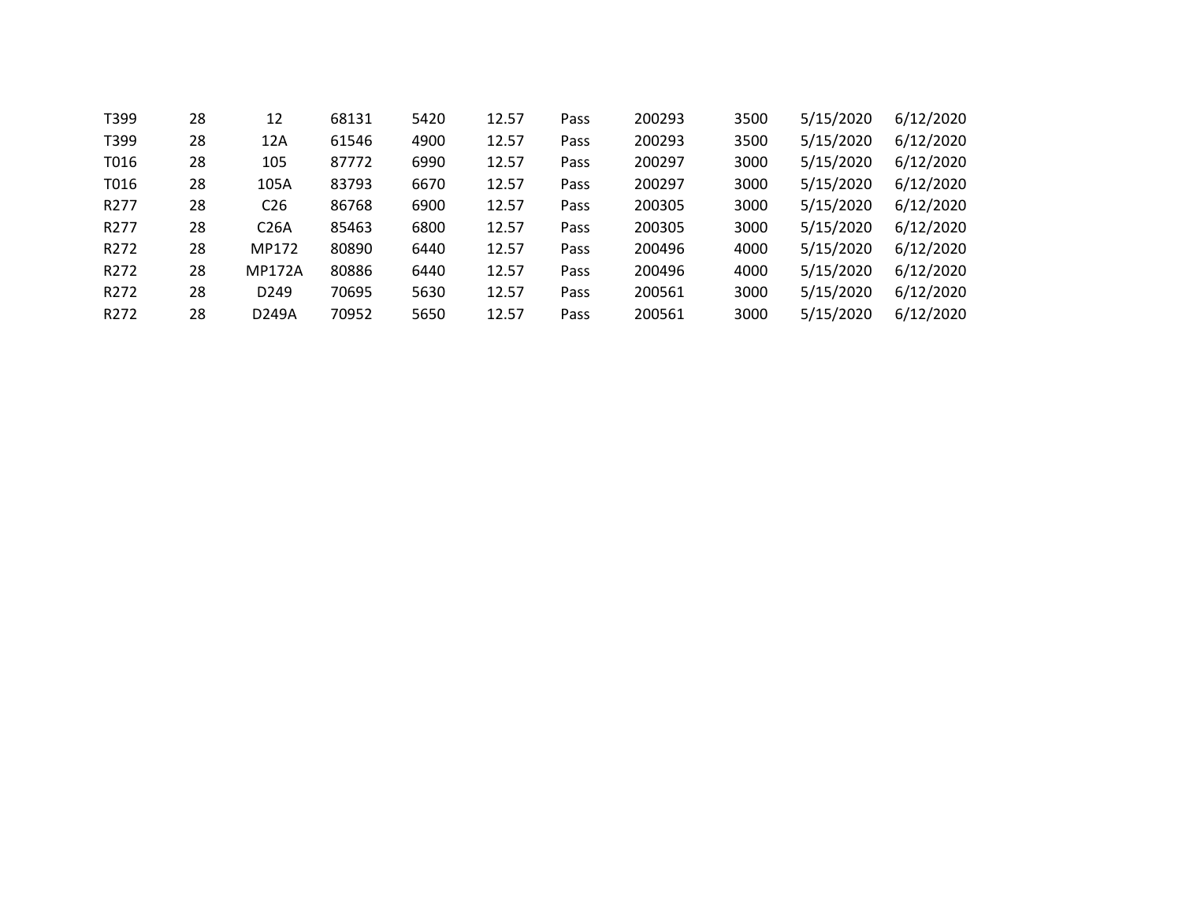| | | | | | | | | | | |
|---|---|---|---|---|---|---|---|---|---|---|
| T399 | 28 | 12 | 68131 | 5420 | 12.57 | Pass | 200293 | 3500 | 5/15/2020 | 6/12/2020 |
| T399 | 28 | 12A | 61546 | 4900 | 12.57 | Pass | 200293 | 3500 | 5/15/2020 | 6/12/2020 |
| T016 | 28 | 105 | 87772 | 6990 | 12.57 | Pass | 200297 | 3000 | 5/15/2020 | 6/12/2020 |
| T016 | 28 | 105A | 83793 | 6670 | 12.57 | Pass | 200297 | 3000 | 5/15/2020 | 6/12/2020 |
| R277 | 28 | C26 | 86768 | 6900 | 12.57 | Pass | 200305 | 3000 | 5/15/2020 | 6/12/2020 |
| R277 | 28 | C26A | 85463 | 6800 | 12.57 | Pass | 200305 | 3000 | 5/15/2020 | 6/12/2020 |
| R272 | 28 | MP172 | 80890 | 6440 | 12.57 | Pass | 200496 | 4000 | 5/15/2020 | 6/12/2020 |
| R272 | 28 | MP172A | 80886 | 6440 | 12.57 | Pass | 200496 | 4000 | 5/15/2020 | 6/12/2020 |
| R272 | 28 | D249 | 70695 | 5630 | 12.57 | Pass | 200561 | 3000 | 5/15/2020 | 6/12/2020 |
| R272 | 28 | D249A | 70952 | 5650 | 12.57 | Pass | 200561 | 3000 | 5/15/2020 | 6/12/2020 |